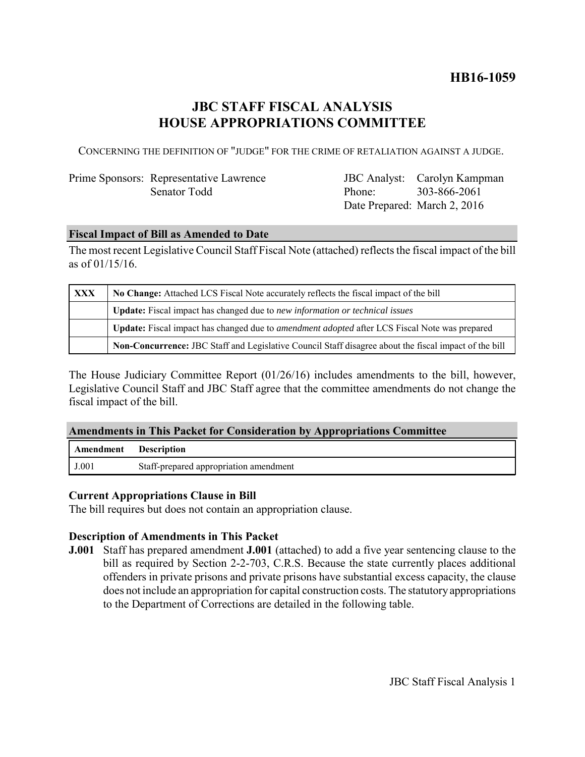# HB16-1059

## JBC STAFF FISCAL ANALYSIS
## HOUSE APPROPRIATIONS COMMITTEE

CONCERNING THE DEFINITION OF "JUDGE" FOR THE CRIME OF RETALIATION AGAINST A JUDGE.

| | | | |
|---|---|---|---|
| Prime Sponsors: | Representative Lawrence | JBC Analyst: | Carolyn Kampman |
| | Senator Todd | Phone: | 303-866-2061 |
| | | Date Prepared: | March 2, 2016 |

### Fiscal Impact of Bill as Amended to Date

The most recent Legislative Council Staff Fiscal Note (attached) reflects the fiscal impact of the bill as of 01/15/16.

| | |
|---|---|
| XXX | **No Change:** Attached LCS Fiscal Note accurately reflects the fiscal impact of the bill |
| | **Update:** Fiscal impact has changed due to *new information or technical issues* |
| | **Update:** Fiscal impact has changed due to *amendment adopted* after LCS Fiscal Note was prepared |
| | **Non-Concurrence:** JBC Staff and Legislative Council Staff disagree about the fiscal impact of the bill |

The House Judiciary Committee Report (01/26/16) includes amendments to the bill, however, Legislative Council Staff and JBC Staff agree that the committee amendments do not change the fiscal impact of the bill.

### Amendments in This Packet for Consideration by Appropriations Committee

| Amendment | Description |
|---|---|
| J.001 | Staff-prepared appropriation amendment |

### Current Appropriations Clause in Bill

The bill requires but does not contain an appropriation clause.

### Description of Amendments in This Packet

**J.001** Staff has prepared amendment **J.001** (attached) to add a five year sentencing clause to the bill as required by Section 2-2-703, C.R.S. Because the state currently places additional offenders in private prisons and private prisons have substantial excess capacity, the clause does not include an appropriation for capital construction costs. The statutory appropriations to the Department of Corrections are detailed in the following table.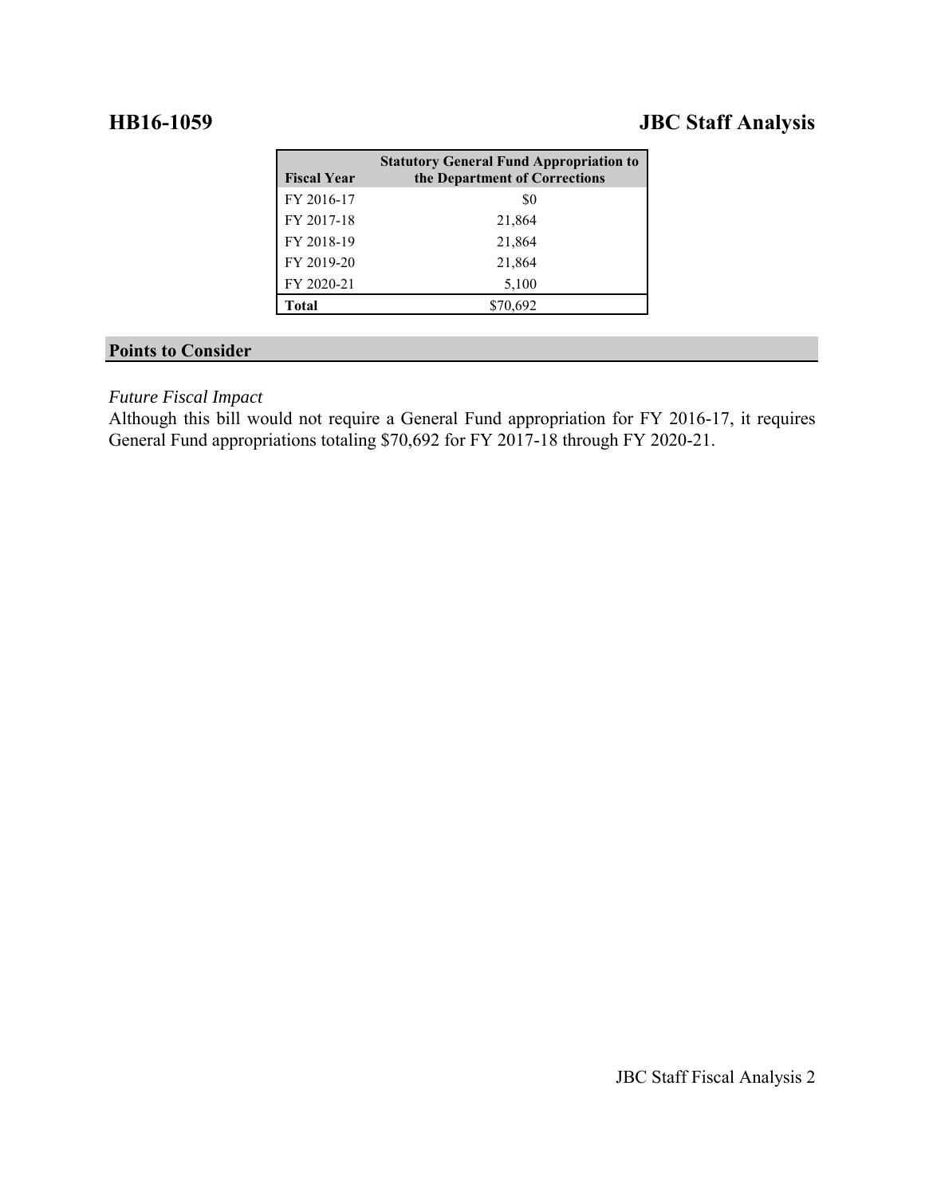| Fiscal Year | Statutory General Fund Appropriation to the Department of Corrections |
|---|---|
| FY 2016-17 | $0 |
| FY 2017-18 | 21,864 |
| FY 2018-19 | 21,864 |
| FY 2019-20 | 21,864 |
| FY 2020-21 | 5,100 |
| **Total** | $70,692 |

## Points to Consider

*Future Fiscal Impact*

Although this bill would not require a General Fund appropriation for FY 2016-17, it requires General Fund appropriations totaling $70,692 for FY 2017-18 through FY 2020-21.